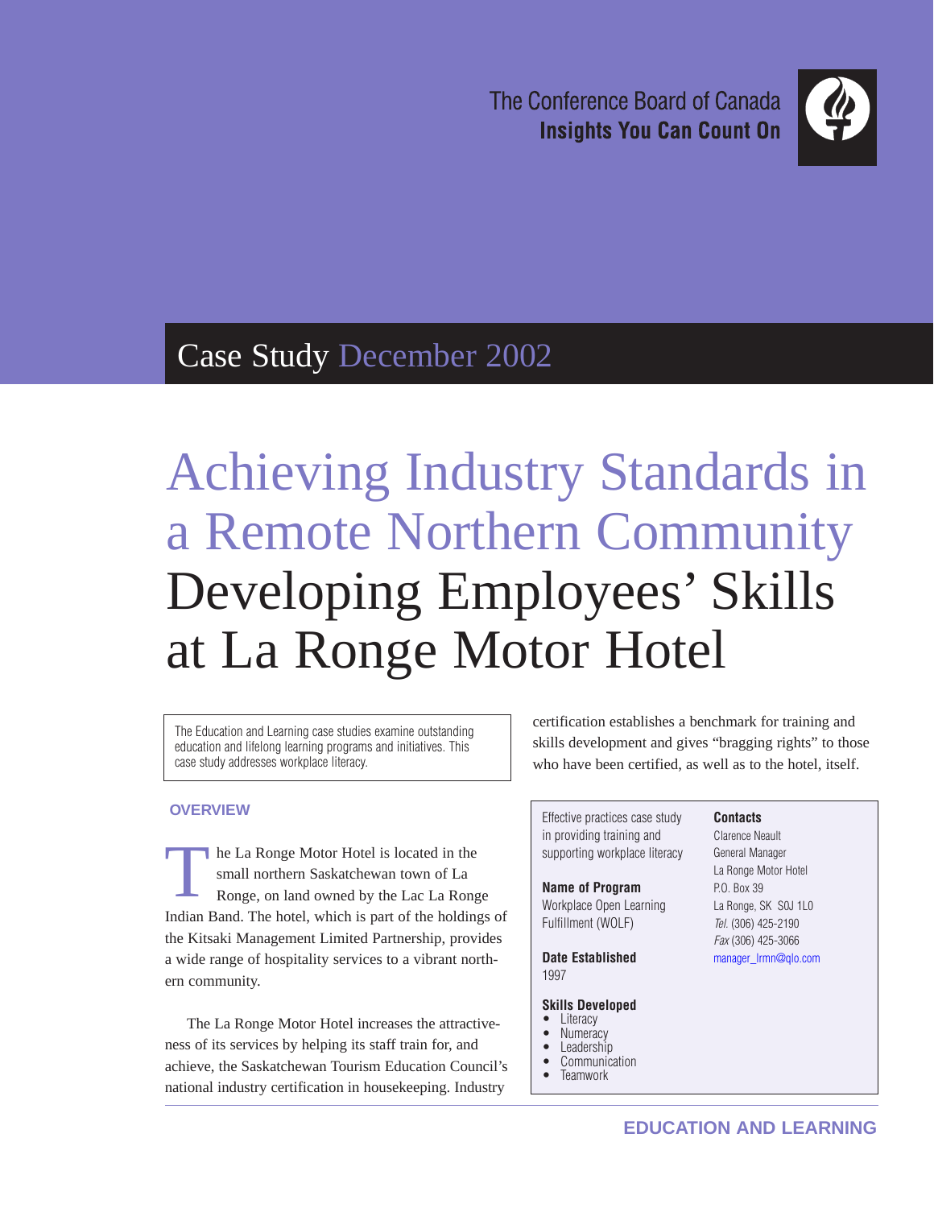The Conference Board of Canada
**Insights You Can Count On**

Case Study December 2002

# Achieving Industry Standards in a Remote Northern Community
# Developing Employees' Skills at La Ronge Motor Hotel

The Education and Learning case studies examine outstanding education and lifelong learning programs and initiatives. This case study addresses workplace literacy.

## OVERVIEW

The La Ronge Motor Hotel is located in the small northern Saskatchewan town of La Ronge, on land owned by the Lac La Ronge Indian Band. The hotel, which is part of the holdings of the Kitsaki Management Limited Partnership, provides a wide range of hospitality services to a vibrant northern community.

The La Ronge Motor Hotel increases the attractiveness of its services by helping its staff train for, and achieve, the Saskatchewan Tourism Education Council's national industry certification in housekeeping. Industry certification establishes a benchmark for training and skills development and gives "bragging rights" to those who have been certified, as well as to the hotel, itself.

Effective practices case study in providing training and supporting workplace literacy

**Name of Program**
Workplace Open Learning Fulfillment (WOLF)

**Date Established**
1997

**Skills Developed**
- Literacy
- Numeracy
- Leadership
- Communication
- Teamwork

**Contacts**
Clarence Neault
General Manager
La Ronge Motor Hotel
P.O. Box 39
La Ronge, SK S0J 1L0
*Tel.* (306) 425-2190
*Fax* (306) 425-3066
manager_lrmn@qlo.com

EDUCATION AND LEARNING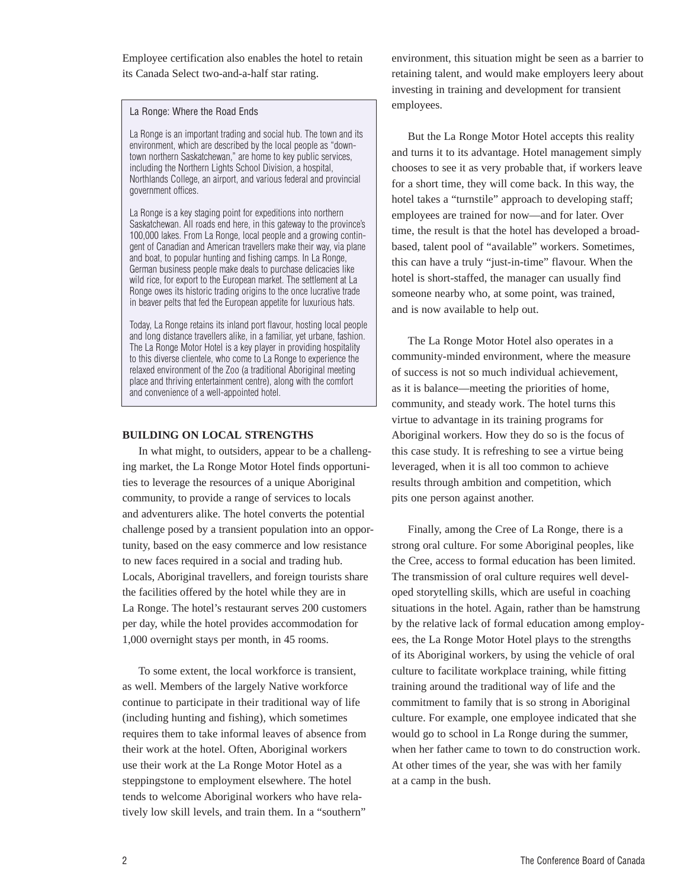Employee certification also enables the hotel to retain its Canada Select two-and-a-half star rating.

> La Ronge: Where the Road Ends
>
> La Ronge is an important trading and social hub. The town and its environment, which are described by the local people as "downtown northern Saskatchewan," are home to key public services, including the Northern Lights School Division, a hospital, Northlands College, an airport, and various federal and provincial government offices.
>
> La Ronge is a key staging point for expeditions into northern Saskatchewan. All roads end here, in this gateway to the province's 100,000 lakes. From La Ronge, local people and a growing contingent of Canadian and American travellers make their way, via plane and boat, to popular hunting and fishing camps. In La Ronge, German business people make deals to purchase delicacies like wild rice, for export to the European market. The settlement at La Ronge owes its historic trading origins to the once lucrative trade in beaver pelts that fed the European appetite for luxurious hats.
>
> Today, La Ronge retains its inland port flavour, hosting local people and long distance travellers alike, in a familiar, yet urbane, fashion. The La Ronge Motor Hotel is a key player in providing hospitality to this diverse clientele, who come to La Ronge to experience the relaxed environment of the Zoo (a traditional Aboriginal meeting place and thriving entertainment centre), along with the comfort and convenience of a well-appointed hotel.

**BUILDING ON LOCAL STRENGTHS**

In what might, to outsiders, appear to be a challenging market, the La Ronge Motor Hotel finds opportunities to leverage the resources of a unique Aboriginal community, to provide a range of services to locals and adventurers alike. The hotel converts the potential challenge posed by a transient population into an opportunity, based on the easy commerce and low resistance to new faces required in a social and trading hub. Locals, Aboriginal travellers, and foreign tourists share the facilities offered by the hotel while they are in La Ronge. The hotel's restaurant serves 200 customers per day, while the hotel provides accommodation for 1,000 overnight stays per month, in 45 rooms.

To some extent, the local workforce is transient, as well. Members of the largely Native workforce continue to participate in their traditional way of life (including hunting and fishing), which sometimes requires them to take informal leaves of absence from their work at the hotel. Often, Aboriginal workers use their work at the La Ronge Motor Hotel as a steppingstone to employment elsewhere. The hotel tends to welcome Aboriginal workers who have relatively low skill levels, and train them. In a "southern" environment, this situation might be seen as a barrier to retaining talent, and would make employers leery about investing in training and development for transient employees.

But the La Ronge Motor Hotel accepts this reality and turns it to its advantage. Hotel management simply chooses to see it as very probable that, if workers leave for a short time, they will come back. In this way, the hotel takes a "turnstile" approach to developing staff; employees are trained for now—and for later. Over time, the result is that the hotel has developed a broad-based, talent pool of "available" workers. Sometimes, this can have a truly "just-in-time" flavour. When the hotel is short-staffed, the manager can usually find someone nearby who, at some point, was trained, and is now available to help out.

The La Ronge Motor Hotel also operates in a community-minded environment, where the measure of success is not so much individual achievement, as it is balance—meeting the priorities of home, community, and steady work. The hotel turns this virtue to advantage in its training programs for Aboriginal workers. How they do so is the focus of this case study. It is refreshing to see a virtue being leveraged, when it is all too common to achieve results through ambition and competition, which pits one person against another.

Finally, among the Cree of La Ronge, there is a strong oral culture. For some Aboriginal peoples, like the Cree, access to formal education has been limited. The transmission of oral culture requires well developed storytelling skills, which are useful in coaching situations in the hotel. Again, rather than be hamstrung by the relative lack of formal education among employees, the La Ronge Motor Hotel plays to the strengths of its Aboriginal workers, by using the vehicle of oral culture to facilitate workplace training, while fitting training around the traditional way of life and the commitment to family that is so strong in Aboriginal culture. For example, one employee indicated that she would go to school in La Ronge during the summer, when her father came to town to do construction work. At other times of the year, she was with her family at a camp in the bush.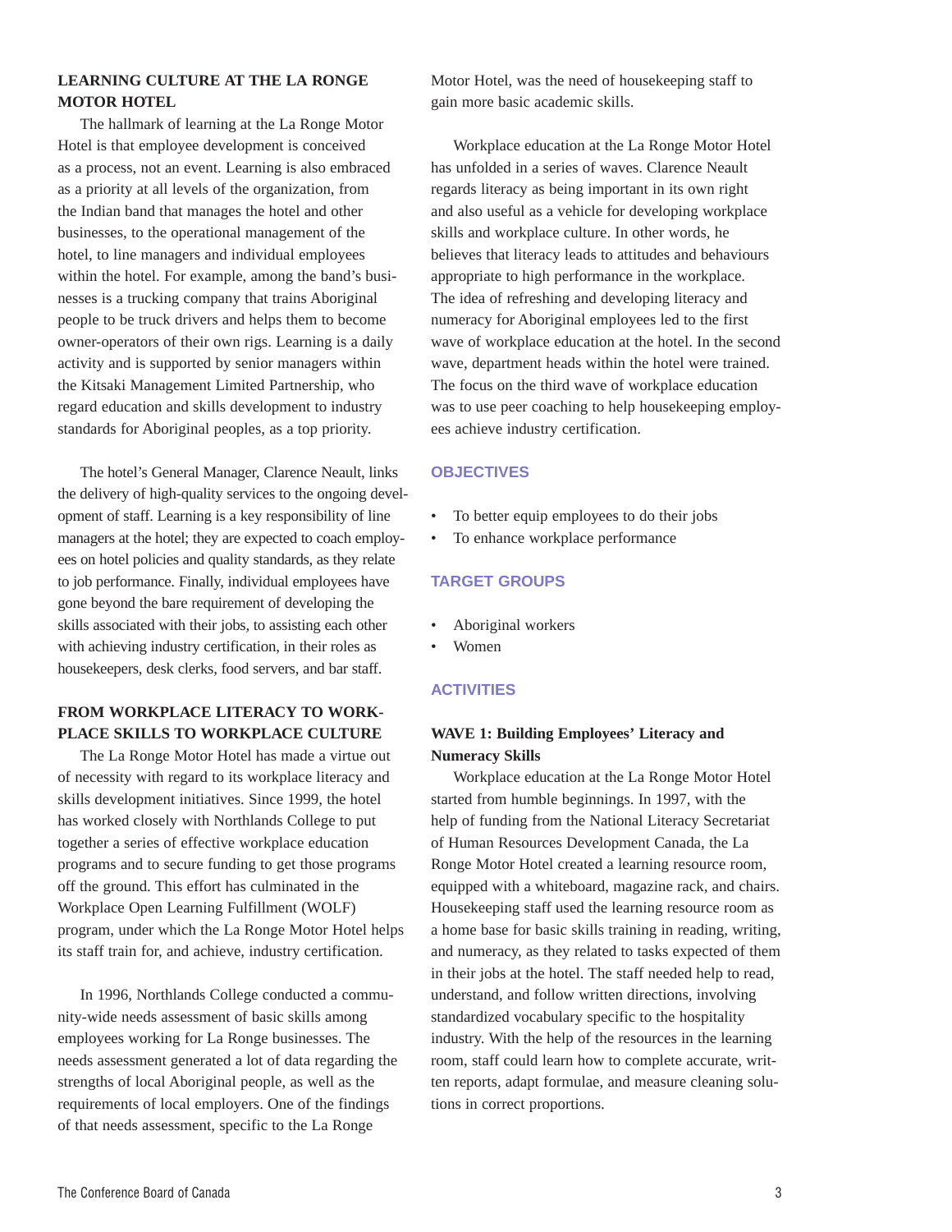## LEARNING CULTURE AT THE LA RONGE MOTOR HOTEL

The hallmark of learning at the La Ronge Motor Hotel is that employee development is conceived as a process, not an event. Learning is also embraced as a priority at all levels of the organization, from the Indian band that manages the hotel and other businesses, to the operational management of the hotel, to line managers and individual employees within the hotel. For example, among the band's businesses is a trucking company that trains Aboriginal people to be truck drivers and helps them to become owner-operators of their own rigs. Learning is a daily activity and is supported by senior managers within the Kitsaki Management Limited Partnership, who regard education and skills development to industry standards for Aboriginal peoples, as a top priority.

The hotel's General Manager, Clarence Neault, links the delivery of high-quality services to the ongoing development of staff. Learning is a key responsibility of line managers at the hotel; they are expected to coach employees on hotel policies and quality standards, as they relate to job performance. Finally, individual employees have gone beyond the bare requirement of developing the skills associated with their jobs, to assisting each other with achieving industry certification, in their roles as housekeepers, desk clerks, food servers, and bar staff.

## FROM WORKPLACE LITERACY TO WORKPLACE SKILLS TO WORKPLACE CULTURE

The La Ronge Motor Hotel has made a virtue out of necessity with regard to its workplace literacy and skills development initiatives. Since 1999, the hotel has worked closely with Northlands College to put together a series of effective workplace education programs and to secure funding to get those programs off the ground. This effort has culminated in the Workplace Open Learning Fulfillment (WOLF) program, under which the La Ronge Motor Hotel helps its staff train for, and achieve, industry certification.

In 1996, Northlands College conducted a community-wide needs assessment of basic skills among employees working for La Ronge businesses. The needs assessment generated a lot of data regarding the strengths of local Aboriginal people, as well as the requirements of local employers. One of the findings of that needs assessment, specific to the La Ronge Motor Hotel, was the need of housekeeping staff to gain more basic academic skills.

Workplace education at the La Ronge Motor Hotel has unfolded in a series of waves. Clarence Neault regards literacy as being important in its own right and also useful as a vehicle for developing workplace skills and workplace culture. In other words, he believes that literacy leads to attitudes and behaviours appropriate to high performance in the workplace. The idea of refreshing and developing literacy and numeracy for Aboriginal employees led to the first wave of workplace education at the hotel. In the second wave, department heads within the hotel were trained. The focus on the third wave of workplace education was to use peer coaching to help housekeeping employees achieve industry certification.

### OBJECTIVES

- To better equip employees to do their jobs
- To enhance workplace performance

### TARGET GROUPS

- Aboriginal workers
- Women

### ACTIVITIES

#### WAVE 1: Building Employees' Literacy and Numeracy Skills

Workplace education at the La Ronge Motor Hotel started from humble beginnings. In 1997, with the help of funding from the National Literacy Secretariat of Human Resources Development Canada, the La Ronge Motor Hotel created a learning resource room, equipped with a whiteboard, magazine rack, and chairs. Housekeeping staff used the learning resource room as a home base for basic skills training in reading, writing, and numeracy, as they related to tasks expected of them in their jobs at the hotel. The staff needed help to read, understand, and follow written directions, involving standardized vocabulary specific to the hospitality industry. With the help of the resources in the learning room, staff could learn how to complete accurate, written reports, adapt formulae, and measure cleaning solutions in correct proportions.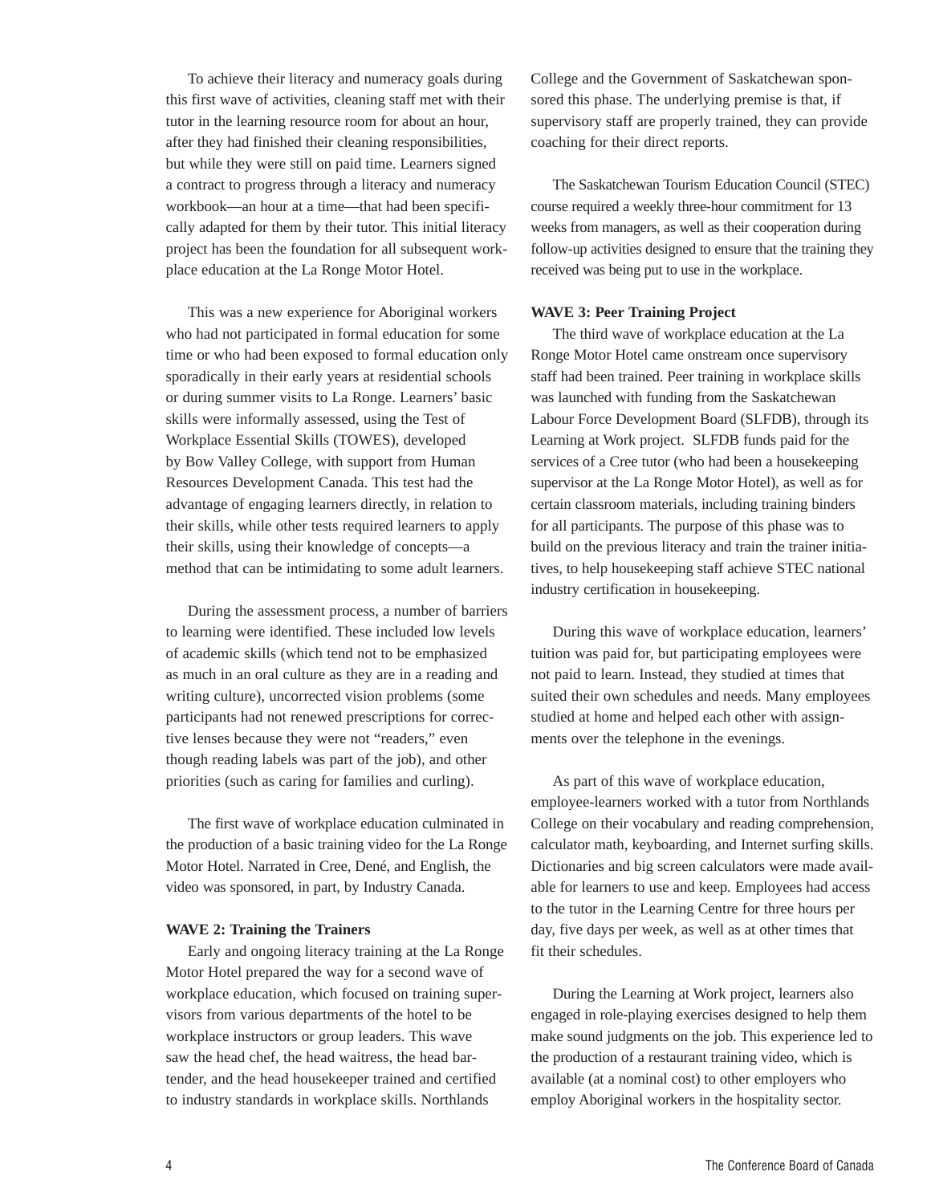To achieve their literacy and numeracy goals during this first wave of activities, cleaning staff met with their tutor in the learning resource room for about an hour, after they had finished their cleaning responsibilities, but while they were still on paid time. Learners signed a contract to progress through a literacy and numeracy workbook—an hour at a time—that had been specifically adapted for them by their tutor. This initial literacy project has been the foundation for all subsequent workplace education at the La Ronge Motor Hotel.

This was a new experience for Aboriginal workers who had not participated in formal education for some time or who had been exposed to formal education only sporadically in their early years at residential schools or during summer visits to La Ronge. Learners' basic skills were informally assessed, using the Test of Workplace Essential Skills (TOWES), developed by Bow Valley College, with support from Human Resources Development Canada. This test had the advantage of engaging learners directly, in relation to their skills, while other tests required learners to apply their skills, using their knowledge of concepts—a method that can be intimidating to some adult learners.

During the assessment process, a number of barriers to learning were identified. These included low levels of academic skills (which tend not to be emphasized as much in an oral culture as they are in a reading and writing culture), uncorrected vision problems (some participants had not renewed prescriptions for corrective lenses because they were not "readers," even though reading labels was part of the job), and other priorities (such as caring for families and curling).

The first wave of workplace education culminated in the production of a basic training video for the La Ronge Motor Hotel. Narrated in Cree, Dené, and English, the video was sponsored, in part, by Industry Canada.

**WAVE 2: Training the Trainers**

Early and ongoing literacy training at the La Ronge Motor Hotel prepared the way for a second wave of workplace education, which focused on training supervisors from various departments of the hotel to be workplace instructors or group leaders. This wave saw the head chef, the head waitress, the head bartender, and the head housekeeper trained and certified to industry standards in workplace skills. Northlands College and the Government of Saskatchewan sponsored this phase. The underlying premise is that, if supervisory staff are properly trained, they can provide coaching for their direct reports.

The Saskatchewan Tourism Education Council (STEC) course required a weekly three-hour commitment for 13 weeks from managers, as well as their cooperation during follow-up activities designed to ensure that the training they received was being put to use in the workplace.

**WAVE 3: Peer Training Project**

The third wave of workplace education at the La Ronge Motor Hotel came onstream once supervisory staff had been trained. Peer training in workplace skills was launched with funding from the Saskatchewan Labour Force Development Board (SLFDB), through its Learning at Work project. SLFDB funds paid for the services of a Cree tutor (who had been a housekeeping supervisor at the La Ronge Motor Hotel), as well as for certain classroom materials, including training binders for all participants. The purpose of this phase was to build on the previous literacy and train the trainer initiatives, to help housekeeping staff achieve STEC national industry certification in housekeeping.

During this wave of workplace education, learners' tuition was paid for, but participating employees were not paid to learn. Instead, they studied at times that suited their own schedules and needs. Many employees studied at home and helped each other with assignments over the telephone in the evenings.

As part of this wave of workplace education, employee-learners worked with a tutor from Northlands College on their vocabulary and reading comprehension, calculator math, keyboarding, and Internet surfing skills. Dictionaries and big screen calculators were made available for learners to use and keep. Employees had access to the tutor in the Learning Centre for three hours per day, five days per week, as well as at other times that fit their schedules.

During the Learning at Work project, learners also engaged in role-playing exercises designed to help them make sound judgments on the job. This experience led to the production of a restaurant training video, which is available (at a nominal cost) to other employers who employ Aboriginal workers in the hospitality sector.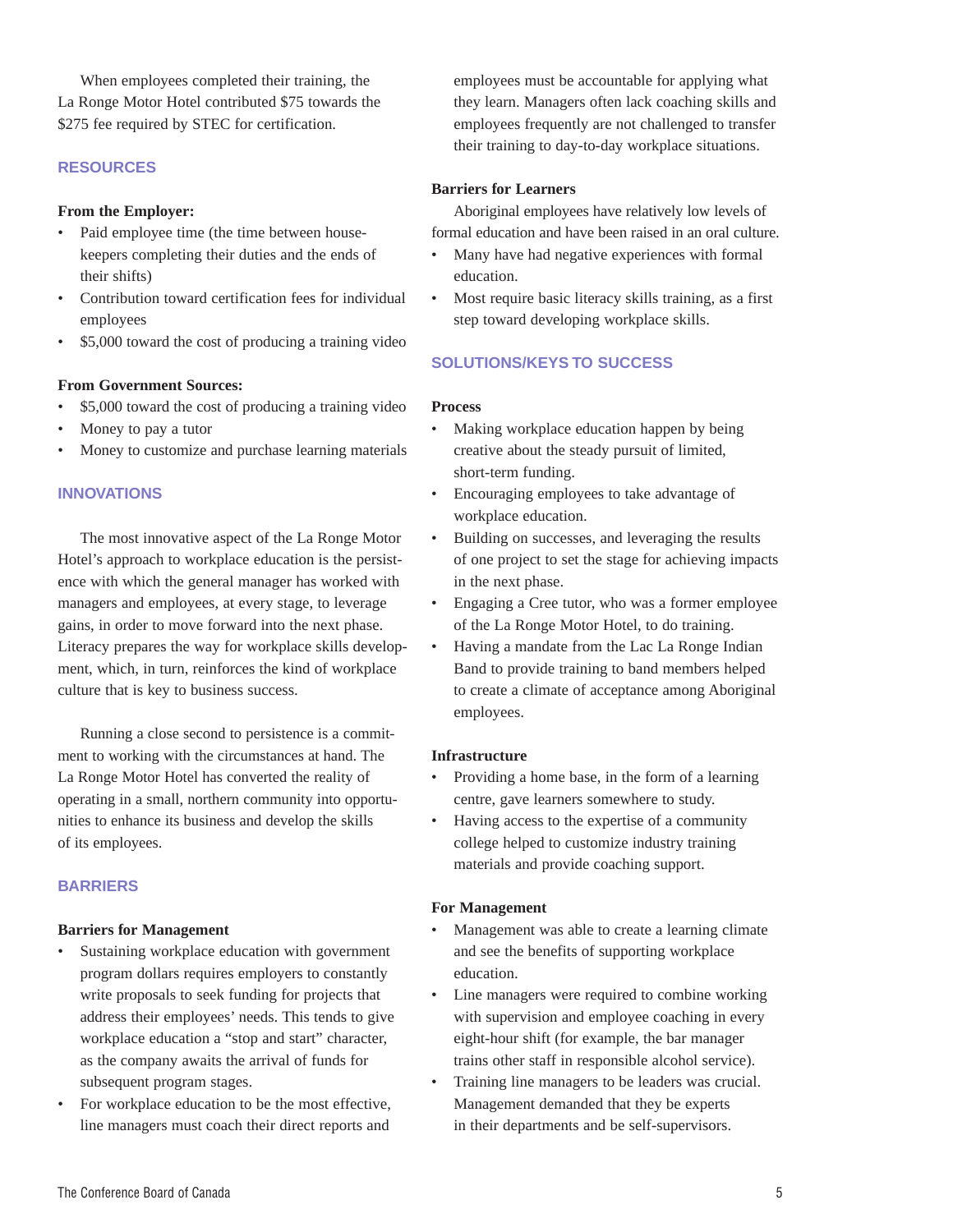When employees completed their training, the La Ronge Motor Hotel contributed $75 towards the $275 fee required by STEC for certification.

## RESOURCES

**From the Employer:**

- Paid employee time (the time between housekeepers completing their duties and the ends of their shifts)
- Contribution toward certification fees for individual employees
- $5,000 toward the cost of producing a training video

**From Government Sources:**

- $5,000 toward the cost of producing a training video
- Money to pay a tutor
- Money to customize and purchase learning materials

## INNOVATIONS

The most innovative aspect of the La Ronge Motor Hotel's approach to workplace education is the persistence with which the general manager has worked with managers and employees, at every stage, to leverage gains, in order to move forward into the next phase. Literacy prepares the way for workplace skills development, which, in turn, reinforces the kind of workplace culture that is key to business success.

Running a close second to persistence is a commitment to working with the circumstances at hand. The La Ronge Motor Hotel has converted the reality of operating in a small, northern community into opportunities to enhance its business and develop the skills of its employees.

## BARRIERS

**Barriers for Management**

- Sustaining workplace education with government program dollars requires employers to constantly write proposals to seek funding for projects that address their employees' needs. This tends to give workplace education a "stop and start" character, as the company awaits the arrival of funds for subsequent program stages.
- For workplace education to be the most effective, line managers must coach their direct reports and employees must be accountable for applying what they learn. Managers often lack coaching skills and employees frequently are not challenged to transfer their training to day-to-day workplace situations.

**Barriers for Learners**

Aboriginal employees have relatively low levels of formal education and have been raised in an oral culture.

- Many have had negative experiences with formal education.
- Most require basic literacy skills training, as a first step toward developing workplace skills.

## SOLUTIONS/KEYS TO SUCCESS

**Process**

- Making workplace education happen by being creative about the steady pursuit of limited, short-term funding.
- Encouraging employees to take advantage of workplace education.
- Building on successes, and leveraging the results of one project to set the stage for achieving impacts in the next phase.
- Engaging a Cree tutor, who was a former employee of the La Ronge Motor Hotel, to do training.
- Having a mandate from the Lac La Ronge Indian Band to provide training to band members helped to create a climate of acceptance among Aboriginal employees.

**Infrastructure**

- Providing a home base, in the form of a learning centre, gave learners somewhere to study.
- Having access to the expertise of a community college helped to customize industry training materials and provide coaching support.

**For Management**

- Management was able to create a learning climate and see the benefits of supporting workplace education.
- Line managers were required to combine working with supervision and employee coaching in every eight-hour shift (for example, the bar manager trains other staff in responsible alcohol service).
- Training line managers to be leaders was crucial. Management demanded that they be experts in their departments and be self-supervisors.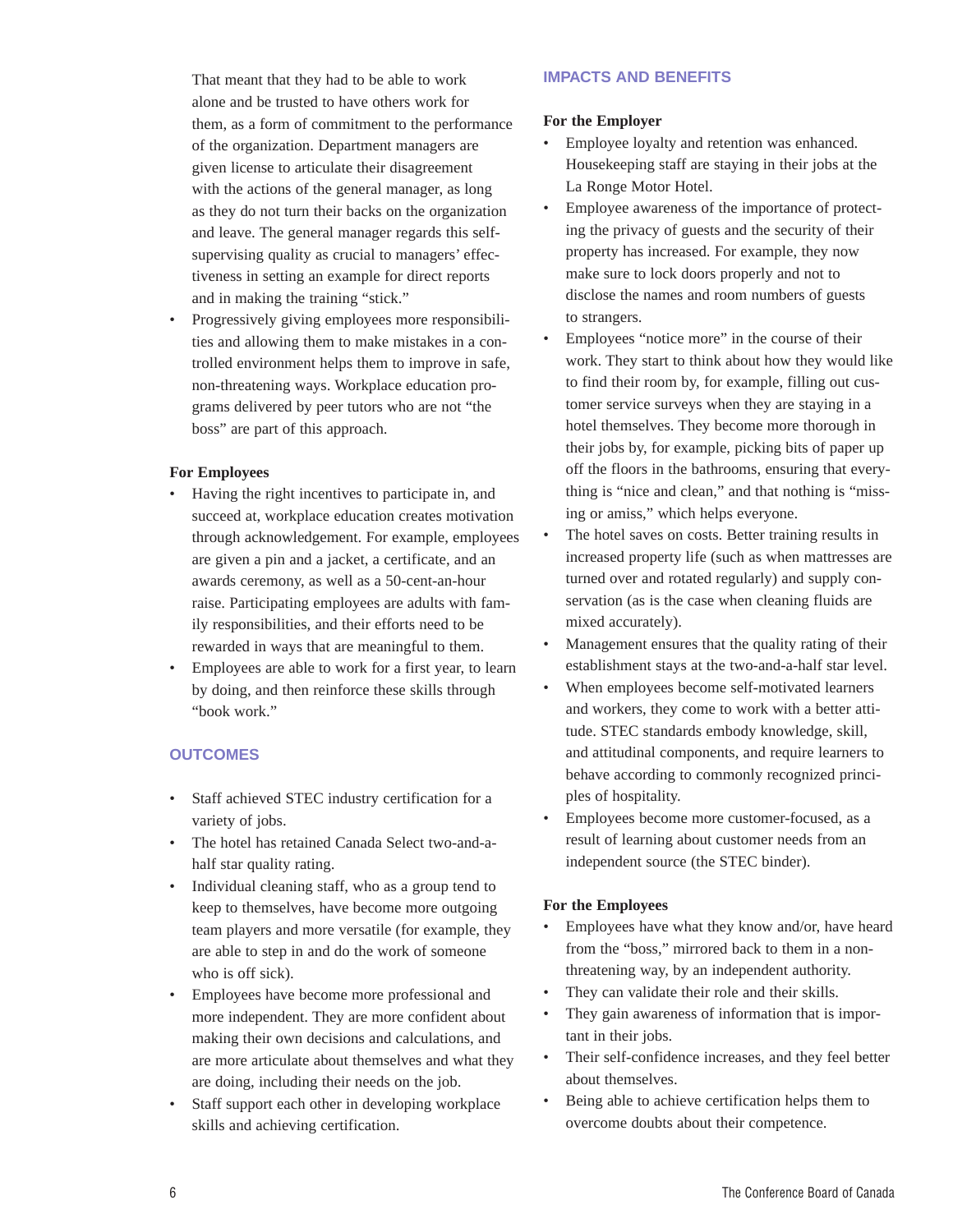That meant that they had to be able to work alone and be trusted to have others work for them, as a form of commitment to the performance of the organization. Department managers are given license to articulate their disagreement with the actions of the general manager, as long as they do not turn their backs on the organization and leave. The general manager regards this self-supervising quality as crucial to managers' effectiveness in setting an example for direct reports and in making the training "stick."

- Progressively giving employees more responsibilities and allowing them to make mistakes in a controlled environment helps them to improve in safe, non-threatening ways. Workplace education programs delivered by peer tutors who are not "the boss" are part of this approach.

**For Employees**

- Having the right incentives to participate in, and succeed at, workplace education creates motivation through acknowledgement. For example, employees are given a pin and a jacket, a certificate, and an awards ceremony, as well as a 50-cent-an-hour raise. Participating employees are adults with family responsibilities, and their efforts need to be rewarded in ways that are meaningful to them.
- Employees are able to work for a first year, to learn by doing, and then reinforce these skills through "book work."

## OUTCOMES

- Staff achieved STEC industry certification for a variety of jobs.
- The hotel has retained Canada Select two-and-a-half star quality rating.
- Individual cleaning staff, who as a group tend to keep to themselves, have become more outgoing team players and more versatile (for example, they are able to step in and do the work of someone who is off sick).
- Employees have become more professional and more independent. They are more confident about making their own decisions and calculations, and are more articulate about themselves and what they are doing, including their needs on the job.
- Staff support each other in developing workplace skills and achieving certification.

## IMPACTS AND BENEFITS

**For the Employer**

- Employee loyalty and retention was enhanced. Housekeeping staff are staying in their jobs at the La Ronge Motor Hotel.
- Employee awareness of the importance of protecting the privacy of guests and the security of their property has increased. For example, they now make sure to lock doors properly and not to disclose the names and room numbers of guests to strangers.
- Employees "notice more" in the course of their work. They start to think about how they would like to find their room by, for example, filling out customer service surveys when they are staying in a hotel themselves. They become more thorough in their jobs by, for example, picking bits of paper up off the floors in the bathrooms, ensuring that everything is "nice and clean," and that nothing is "missing or amiss," which helps everyone.
- The hotel saves on costs. Better training results in increased property life (such as when mattresses are turned over and rotated regularly) and supply conservation (as is the case when cleaning fluids are mixed accurately).
- Management ensures that the quality rating of their establishment stays at the two-and-a-half star level.
- When employees become self-motivated learners and workers, they come to work with a better attitude. STEC standards embody knowledge, skill, and attitudinal components, and require learners to behave according to commonly recognized principles of hospitality.
- Employees become more customer-focused, as a result of learning about customer needs from an independent source (the STEC binder).

**For the Employees**

- Employees have what they know and/or, have heard from the "boss," mirrored back to them in a non-threatening way, by an independent authority.
- They can validate their role and their skills.
- They gain awareness of information that is important in their jobs.
- Their self-confidence increases, and they feel better about themselves.
- Being able to achieve certification helps them to overcome doubts about their competence.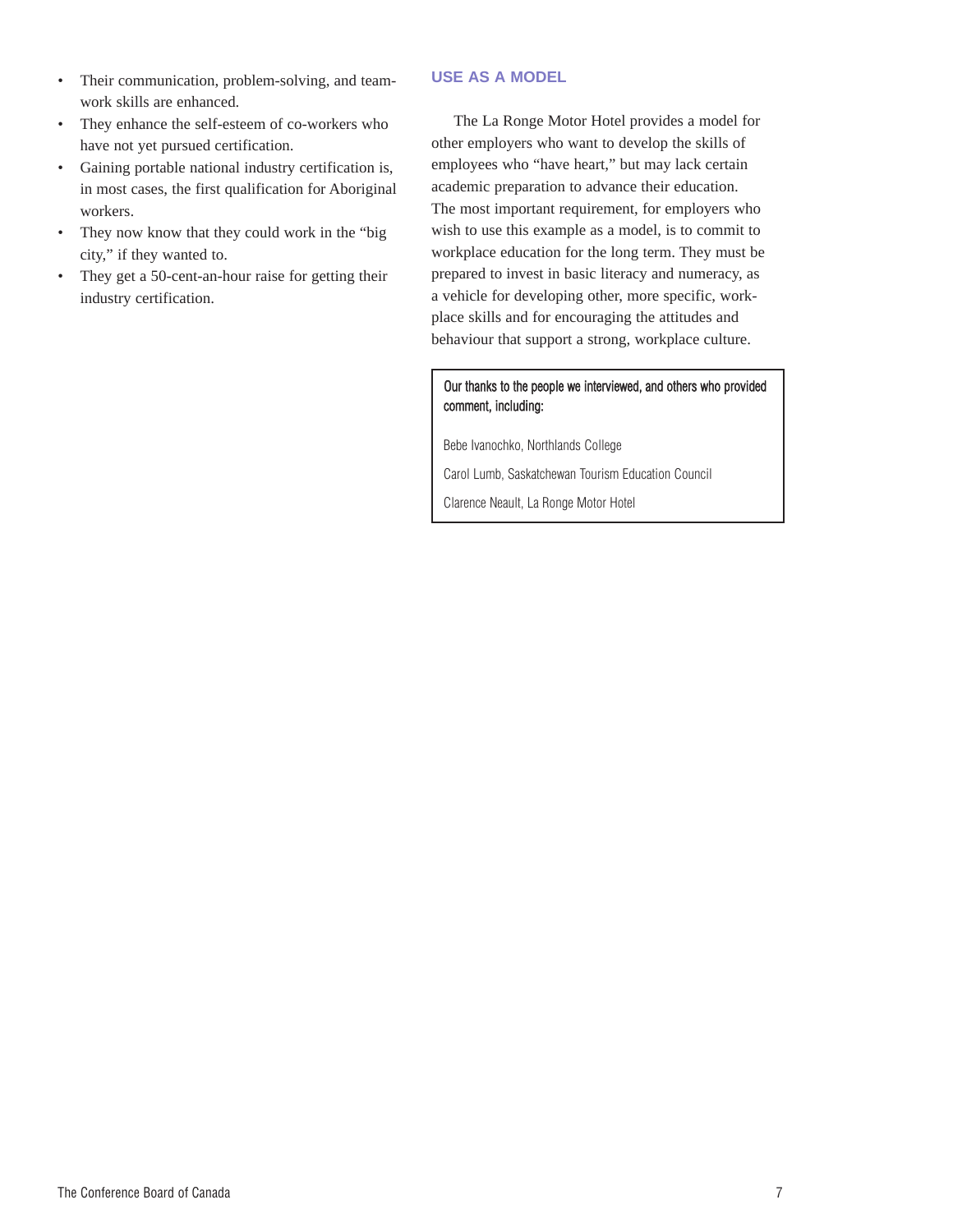- Their communication, problem-solving, and teamwork skills are enhanced.
- They enhance the self-esteem of co-workers who have not yet pursued certification.
- Gaining portable national industry certification is, in most cases, the first qualification for Aboriginal workers.
- They now know that they could work in the "big city," if they wanted to.
- They get a 50-cent-an-hour raise for getting their industry certification.

## USE AS A MODEL

The La Ronge Motor Hotel provides a model for other employers who want to develop the skills of employees who "have heart," but may lack certain academic preparation to advance their education. The most important requirement, for employers who wish to use this example as a model, is to commit to workplace education for the long term. They must be prepared to invest in basic literacy and numeracy, as a vehicle for developing other, more specific, workplace skills and for encouraging the attitudes and behaviour that support a strong, workplace culture.

Our thanks to the people we interviewed, and others who provided comment, including:

Bebe Ivanochko, Northlands College

Carol Lumb, Saskatchewan Tourism Education Council

Clarence Neault, La Ronge Motor Hotel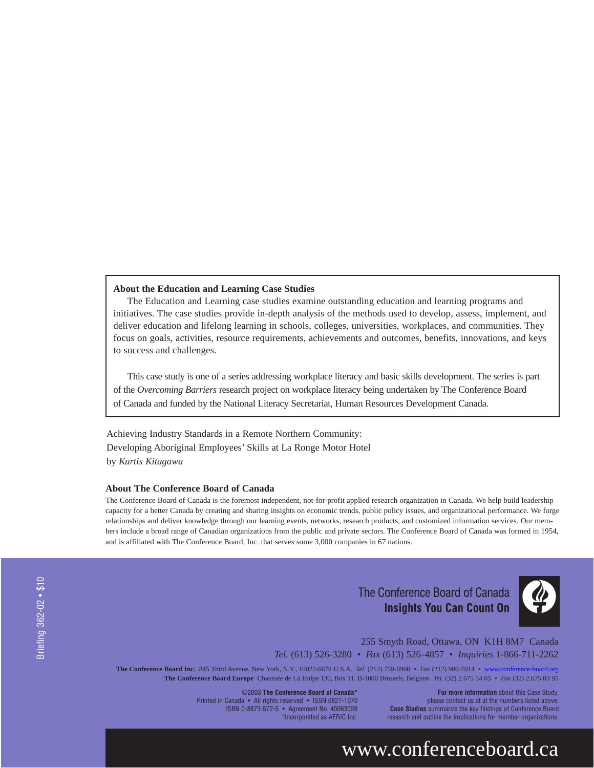**About the Education and Learning Case Studies**

The Education and Learning case studies examine outstanding education and learning programs and initiatives. The case studies provide in-depth analysis of the methods used to develop, assess, implement, and deliver education and lifelong learning in schools, colleges, universities, workplaces, and communities. They focus on goals, activities, resource requirements, achievements and outcomes, benefits, innovations, and keys to success and challenges.

This case study is one of a series addressing workplace literacy and basic skills development. The series is part of the *Overcoming Barriers* research project on workplace literacy being undertaken by The Conference Board of Canada and funded by the National Literacy Secretariat, Human Resources Development Canada.

Achieving Industry Standards in a Remote Northern Community: Developing Aboriginal Employees' Skills at La Ronge Motor Hotel
by *Kurtis Kitagawa*

**About The Conference Board of Canada**

The Conference Board of Canada is the foremost independent, not-for-profit applied research organization in Canada. We help build leadership capacity for a better Canada by creating and sharing insights on economic trends, public policy issues, and organizational performance. We forge relationships and deliver knowledge through our learning events, networks, research products, and customized information services. Our members include a broad range of Canadian organizations from the public and private sectors. The Conference Board of Canada was formed in 1954, and is affiliated with The Conference Board, Inc. that serves some 3,000 companies in 67 nations.

Briefing 362-02 • $10

The Conference Board of Canada
**Insights You Can Count On**

255 Smyth Road, Ottawa, ON K1H 8M7 Canada
*Tel.* (613) 526-3280 • *Fax* (613) 526-4857 • *Inquiries* 1-866-711-2262

**The Conference Board Inc.** 845 Third Avenue, New York, N.Y., 10022-6679 U.S.A. *Tel.* (212) 759-0900 • *Fax* (212) 980-7014 • www.conference-board.org
**The Conference Board Europe** Chaussée de La Hulpe 130, Box 11, B-1000 Brussels, Belgium *Tel.* (32) 2.675 54 05 • *Fax* (32) 2.675 03 95

©2003 **The Conference Board of Canada***
Printed in Canada • All rights reserved • ISSN 0827-1070
ISBN 0-8873-572-5 • Agreement No. 40063028
*Incorporated as AERIC Inc.

**For more information** about this Case Study, please contact us at at the numbers listed above.
**Case Studies** summarize the key findings of Conference Board research and outline the implications for member organizations.

www.conferenceboard.ca